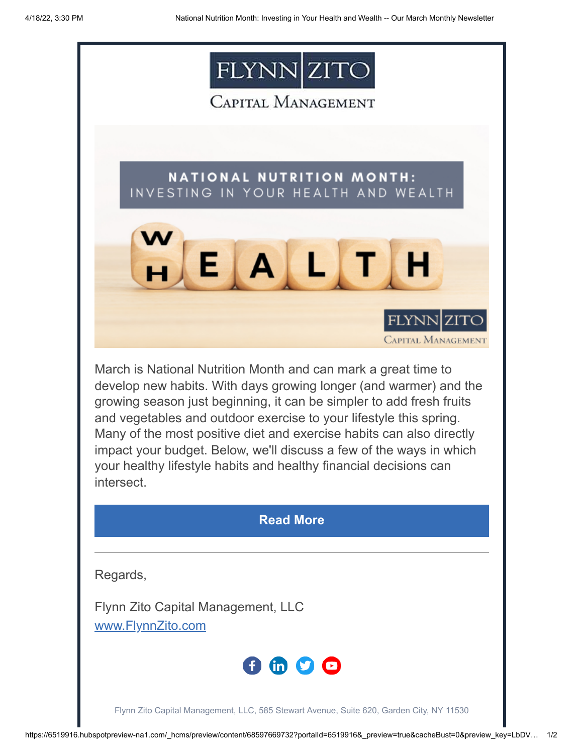FLYNN ZITO

Capital Management

NATIONAL NUTRITION MONTH: INVESTING IN YOUR HEALTH AND WEALTH

March is National Nutrition Month and can mark a great time to develop new habits. With days growing longer (and warmer) and the growing season just beginning, it can be simpler to add fresh fruits and vegetables and outdoor exercise to your lifestyle this spring. Many of the most positive diet and exercise habits can also directly impact your budget. Below, we'll discuss a few of the ways in which your healthy lifestyle habits and healthy financial decisions can intersect.

**Read More**

---

Regards,

Flynn Zito Capital Management, LLC
[www.FlynnZito.com](www.FlynnZito.com)

Flynn Zito Capital Management, LLC, 585 Stewart Avenue, Suite 620, Garden City, NY 11530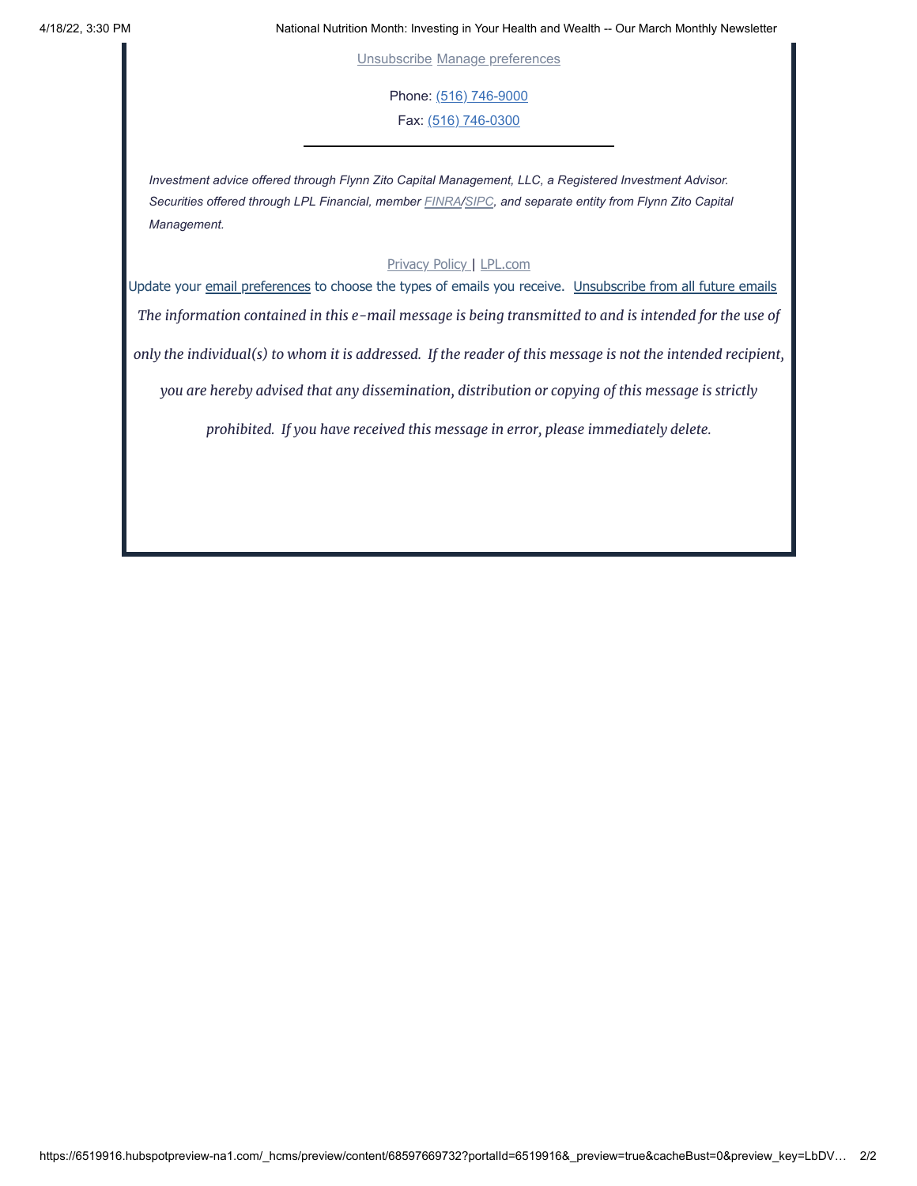Unsubscribe Manage preferences

Phone: (516) 746-9000

Fax: (516) 746-0300

---

*Investment advice offered through Flynn Zito Capital Management, LLC, a Registered Investment Advisor. Securities offered through LPL Financial, member FINRA/SIPC, and separate entity from Flynn Zito Capital Management.*

Privacy Policy | LPL.com

Update your email preferences to choose the types of emails you receive. Unsubscribe from all future emails

*The information contained in this e-mail message is being transmitted to and is intended for the use of only the individual(s) to whom it is addressed. If the reader of this message is not the intended recipient, you are hereby advised that any dissemination, distribution or copying of this message is strictly prohibited. If you have received this message in error, please immediately delete.*